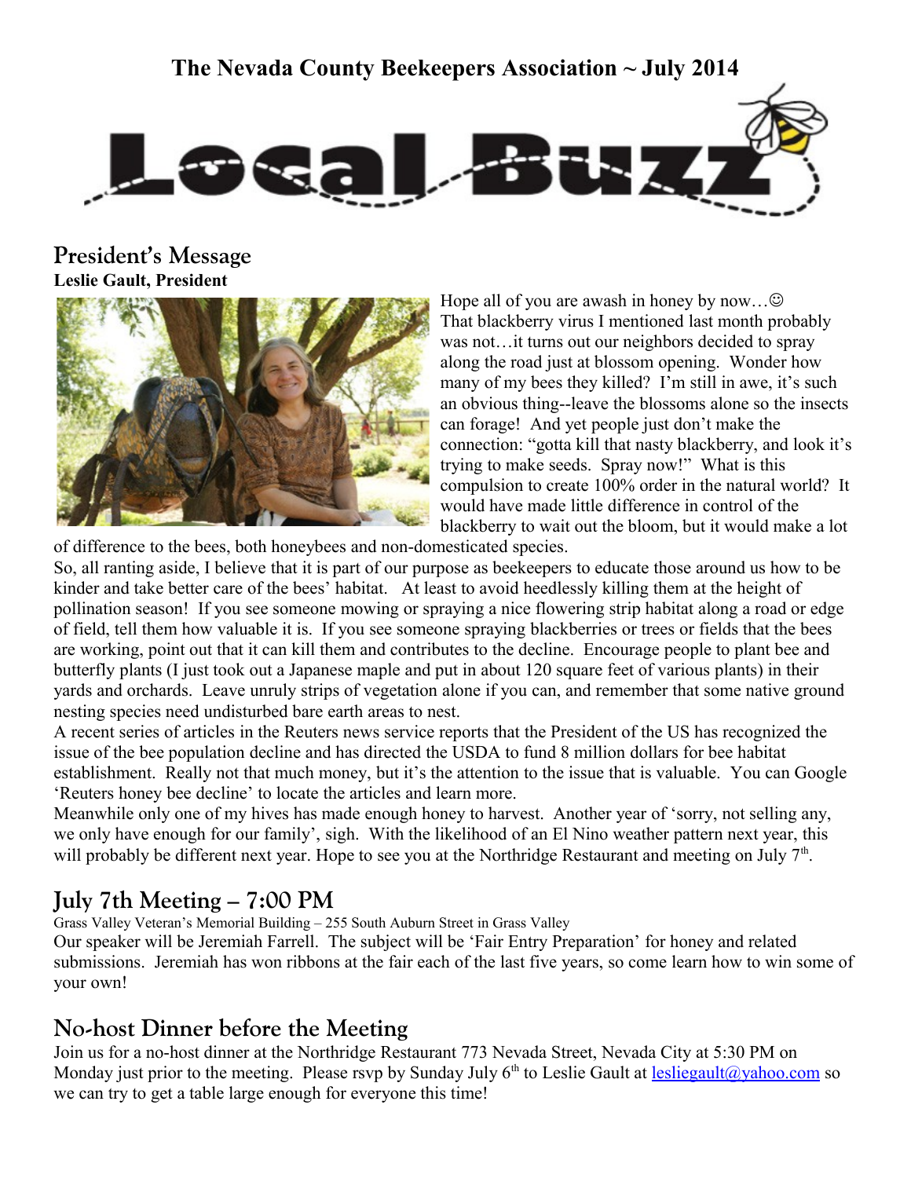# The Nevada County Beekeepers Association ~ July 2014

# Local Buzz

## President's Message

**Leslie Gault, President**

Hope all of you are awash in honey by now…☺
That blackberry virus I mentioned last month probably was not…it turns out our neighbors decided to spray along the road just at blossom opening. Wonder how many of my bees they killed? I'm still in awe, it's such an obvious thing--leave the blossoms alone so the insects can forage! And yet people just don't make the connection: "gotta kill that nasty blackberry, and look it's trying to make seeds. Spray now!" What is this compulsion to create 100% order in the natural world? It would have made little difference in control of the blackberry to wait out the bloom, but it would make a lot of difference to the bees, both honeybees and non-domesticated species.

So, all ranting aside, I believe that it is part of our purpose as beekeepers to educate those around us how to be kinder and take better care of the bees' habitat. At least to avoid heedlessly killing them at the height of pollination season! If you see someone mowing or spraying a nice flowering strip habitat along a road or edge of field, tell them how valuable it is. If you see someone spraying blackberries or trees or fields that the bees are working, point out that it can kill them and contributes to the decline. Encourage people to plant bee and butterfly plants (I just took out a Japanese maple and put in about 120 square feet of various plants) in their yards and orchards. Leave unruly strips of vegetation alone if you can, and remember that some native ground nesting species need undisturbed bare earth areas to nest.

A recent series of articles in the Reuters news service reports that the President of the US has recognized the issue of the bee population decline and has directed the USDA to fund 8 million dollars for bee habitat establishment. Really not that much money, but it's the attention to the issue that is valuable. You can Google 'Reuters honey bee decline' to locate the articles and learn more.

Meanwhile only one of my hives has made enough honey to harvest. Another year of 'sorry, not selling any, we only have enough for our family', sigh. With the likelihood of an El Nino weather pattern next year, this will probably be different next year. Hope to see you at the Northridge Restaurant and meeting on July 7th.

## July 7th Meeting – 7:00 PM

Grass Valley Veteran's Memorial Building – 255 South Auburn Street in Grass Valley

Our speaker will be Jeremiah Farrell. The subject will be 'Fair Entry Preparation' for honey and related submissions. Jeremiah has won ribbons at the fair each of the last five years, so come learn how to win some of your own!

## No-host Dinner before the Meeting

Join us for a no-host dinner at the Northridge Restaurant 773 Nevada Street, Nevada City at 5:30 PM on Monday just prior to the meeting. Please rsvp by Sunday July 6th to Leslie Gault at lesliegault@yahoo.com so we can try to get a table large enough for everyone this time!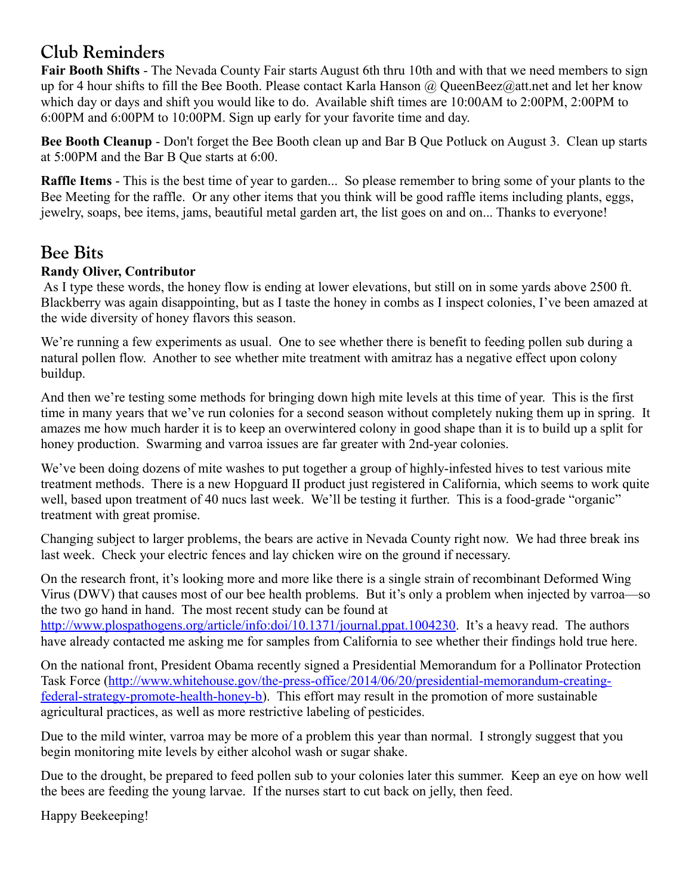## Club Reminders

**Fair Booth Shifts** - The Nevada County Fair starts August 6th thru 10th and with that we need members to sign up for 4 hour shifts to fill the Bee Booth. Please contact Karla Hanson @ QueenBeez@att.net and let her know which day or days and shift you would like to do. Available shift times are 10:00AM to 2:00PM, 2:00PM to 6:00PM and 6:00PM to 10:00PM. Sign up early for your favorite time and day.

**Bee Booth Cleanup** - Don't forget the Bee Booth clean up and Bar B Que Potluck on August 3. Clean up starts at 5:00PM and the Bar B Que starts at 6:00.

**Raffle Items** - This is the best time of year to garden... So please remember to bring some of your plants to the Bee Meeting for the raffle. Or any other items that you think will be good raffle items including plants, eggs, jewelry, soaps, bee items, jams, beautiful metal garden art, the list goes on and on... Thanks to everyone!

## Bee Bits

**Randy Oliver, Contributor**

As I type these words, the honey flow is ending at lower elevations, but still on in some yards above 2500 ft. Blackberry was again disappointing, but as I taste the honey in combs as I inspect colonies, I've been amazed at the wide diversity of honey flavors this season.

We're running a few experiments as usual. One to see whether there is benefit to feeding pollen sub during a natural pollen flow. Another to see whether mite treatment with amitraz has a negative effect upon colony buildup.

And then we're testing some methods for bringing down high mite levels at this time of year. This is the first time in many years that we've run colonies for a second season without completely nuking them up in spring. It amazes me how much harder it is to keep an overwintered colony in good shape than it is to build up a split for honey production. Swarming and varroa issues are far greater with 2nd-year colonies.

We've been doing dozens of mite washes to put together a group of highly-infested hives to test various mite treatment methods. There is a new Hopguard II product just registered in California, which seems to work quite well, based upon treatment of 40 nucs last week. We'll be testing it further. This is a food-grade "organic" treatment with great promise.

Changing subject to larger problems, the bears are active in Nevada County right now. We had three break ins last week. Check your electric fences and lay chicken wire on the ground if necessary.

On the research front, it's looking more and more like there is a single strain of recombinant Deformed Wing Virus (DWV) that causes most of our bee health problems. But it's only a problem when injected by varroa—so the two go hand in hand. The most recent study can be found at http://www.plospathogens.org/article/info:doi/10.1371/journal.ppat.1004230. It's a heavy read. The authors have already contacted me asking me for samples from California to see whether their findings hold true here.

On the national front, President Obama recently signed a Presidential Memorandum for a Pollinator Protection Task Force (http://www.whitehouse.gov/the-press-office/2014/06/20/presidential-memorandum-creating-federal-strategy-promote-health-honey-b). This effort may result in the promotion of more sustainable agricultural practices, as well as more restrictive labeling of pesticides.

Due to the mild winter, varroa may be more of a problem this year than normal. I strongly suggest that you begin monitoring mite levels by either alcohol wash or sugar shake.

Due to the drought, be prepared to feed pollen sub to your colonies later this summer. Keep an eye on how well the bees are feeding the young larvae. If the nurses start to cut back on jelly, then feed.

Happy Beekeeping!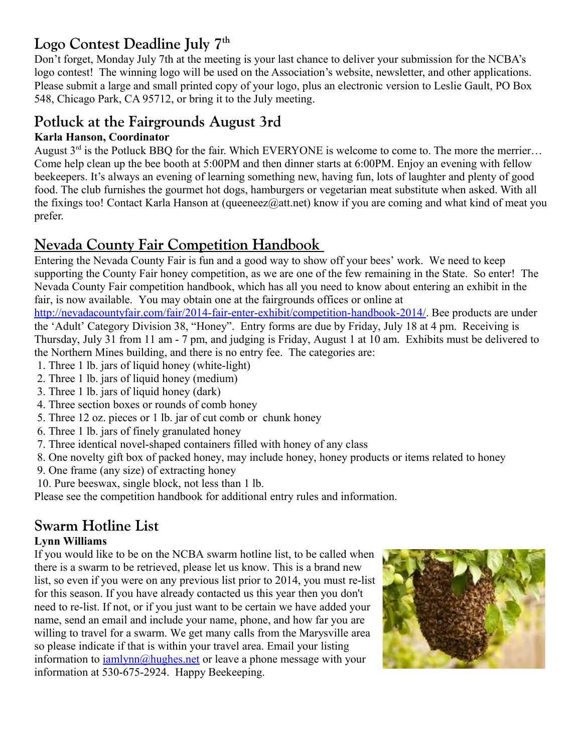## Logo Contest Deadline July 7th

Don't forget, Monday July 7th at the meeting is your last chance to deliver your submission for the NCBA's logo contest! The winning logo will be used on the Association's website, newsletter, and other applications. Please submit a large and small printed copy of your logo, plus an electronic version to Leslie Gault, PO Box 548, Chicago Park, CA 95712, or bring it to the July meeting.

## Potluck at the Fairgrounds August 3rd

**Karla Hanson, Coordinator**

August 3rd is the Potluck BBQ for the fair. Which EVERYONE is welcome to come to. The more the merrier… Come help clean up the bee booth at 5:00PM and then dinner starts at 6:00PM. Enjoy an evening with fellow beekeepers. It's always an evening of learning something new, having fun, lots of laughter and plenty of good food. The club furnishes the gourmet hot dogs, hamburgers or vegetarian meat substitute when asked. With all the fixings too! Contact Karla Hanson at (queeneez@att.net) know if you are coming and what kind of meat you prefer.

## Nevada County Fair Competition Handbook

Entering the Nevada County Fair is fun and a good way to show off your bees' work. We need to keep supporting the County Fair honey competition, as we are one of the few remaining in the State. So enter! The Nevada County Fair competition handbook, which has all you need to know about entering an exhibit in the fair, is now available. You may obtain one at the fairgrounds offices or online at http://nevadacountyfair.com/fair/2014-fair-enter-exhibit/competition-handbook-2014/. Bee products are under the 'Adult' Category Division 38, "Honey". Entry forms are due by Friday, July 18 at 4 pm. Receiving is Thursday, July 31 from 11 am - 7 pm, and judging is Friday, August 1 at 10 am. Exhibits must be delivered to the Northern Mines building, and there is no entry fee. The categories are:

1. Three 1 lb. jars of liquid honey (white-light)
2. Three 1 lb. jars of liquid honey (medium)
3. Three 1 lb. jars of liquid honey (dark)
4. Three section boxes or rounds of comb honey
5. Three 12 oz. pieces or 1 lb. jar of cut comb or chunk honey
6. Three 1 lb. jars of finely granulated honey
7. Three identical novel-shaped containers filled with honey of any class
8. One novelty gift box of packed honey, may include honey, honey products or items related to honey
9. One frame (any size) of extracting honey
10. Pure beeswax, single block, not less than 1 lb.

Please see the competition handbook for additional entry rules and information.

## Swarm Hotline List

**Lynn Williams**

If you would like to be on the NCBA swarm hotline list, to be called when there is a swarm to be retrieved, please let us know. This is a brand new list, so even if you were on any previous list prior to 2014, you must re-list for this season. If you have already contacted us this year then you don't need to re-list. If not, or if you just want to be certain we have added your name, send an email and include your name, phone, and how far you are willing to travel for a swarm. We get many calls from the Marysville area so please indicate if that is within your travel area. Email your listing information to iamlynn@hughes.net or leave a phone message with your information at 530-675-2924. Happy Beekeeping.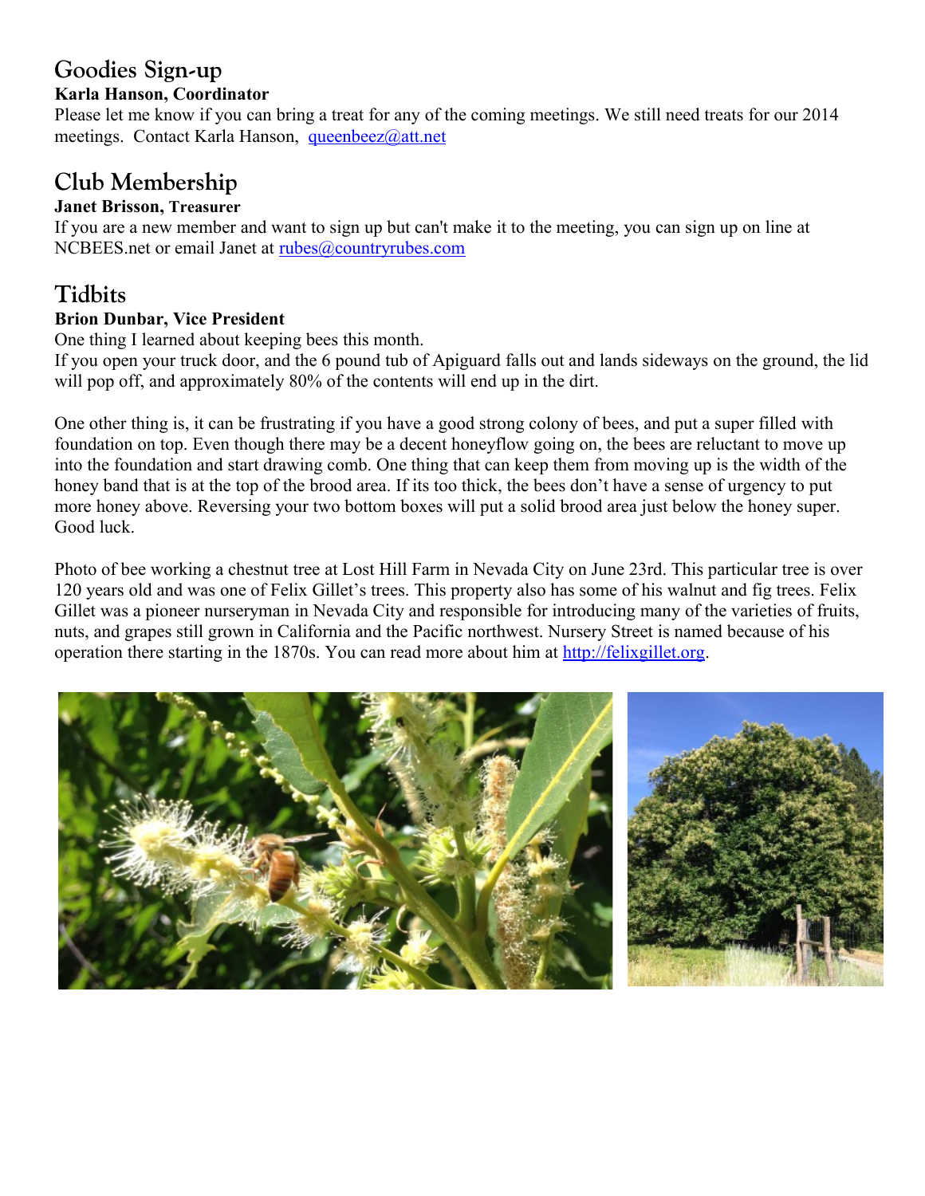## Goodies Sign-up

**Karla Hanson, Coordinator**

Please let me know if you can bring a treat for any of the coming meetings. We still need treats for our 2014 meetings. Contact Karla Hanson, [queenbeez@att.net](mailto:queenbeez@att.net)

## Club Membership

**Janet Brisson, Treasurer**

If you are a new member and want to sign up but can't make it to the meeting, you can sign up on line at NCBEES.net or email Janet at [rubes@countryrubes.com](mailto:rubes@countryrubes.com)

## Tidbits

**Brion Dunbar, Vice President**

One thing I learned about keeping bees this month.
If you open your truck door, and the 6 pound tub of Apiguard falls out and lands sideways on the ground, the lid will pop off, and approximately 80% of the contents will end up in the dirt.

One other thing is, it can be frustrating if you have a good strong colony of bees, and put a super filled with foundation on top. Even though there may be a decent honeyflow going on, the bees are reluctant to move up into the foundation and start drawing comb. One thing that can keep them from moving up is the width of the honey band that is at the top of the brood area. If its too thick, the bees don't have a sense of urgency to put more honey above. Reversing your two bottom boxes will put a solid brood area just below the honey super. Good luck.

Photo of bee working a chestnut tree at Lost Hill Farm in Nevada City on June 23rd. This particular tree is over 120 years old and was one of Felix Gillet's trees. This property also has some of his walnut and fig trees. Felix Gillet was a pioneer nurseryman in Nevada City and responsible for introducing many of the varieties of fruits, nuts, and grapes still grown in California and the Pacific northwest. Nursery Street is named because of his operation there starting in the 1870s. You can read more about him at [http://felixgillet.org](http://felixgillet.org).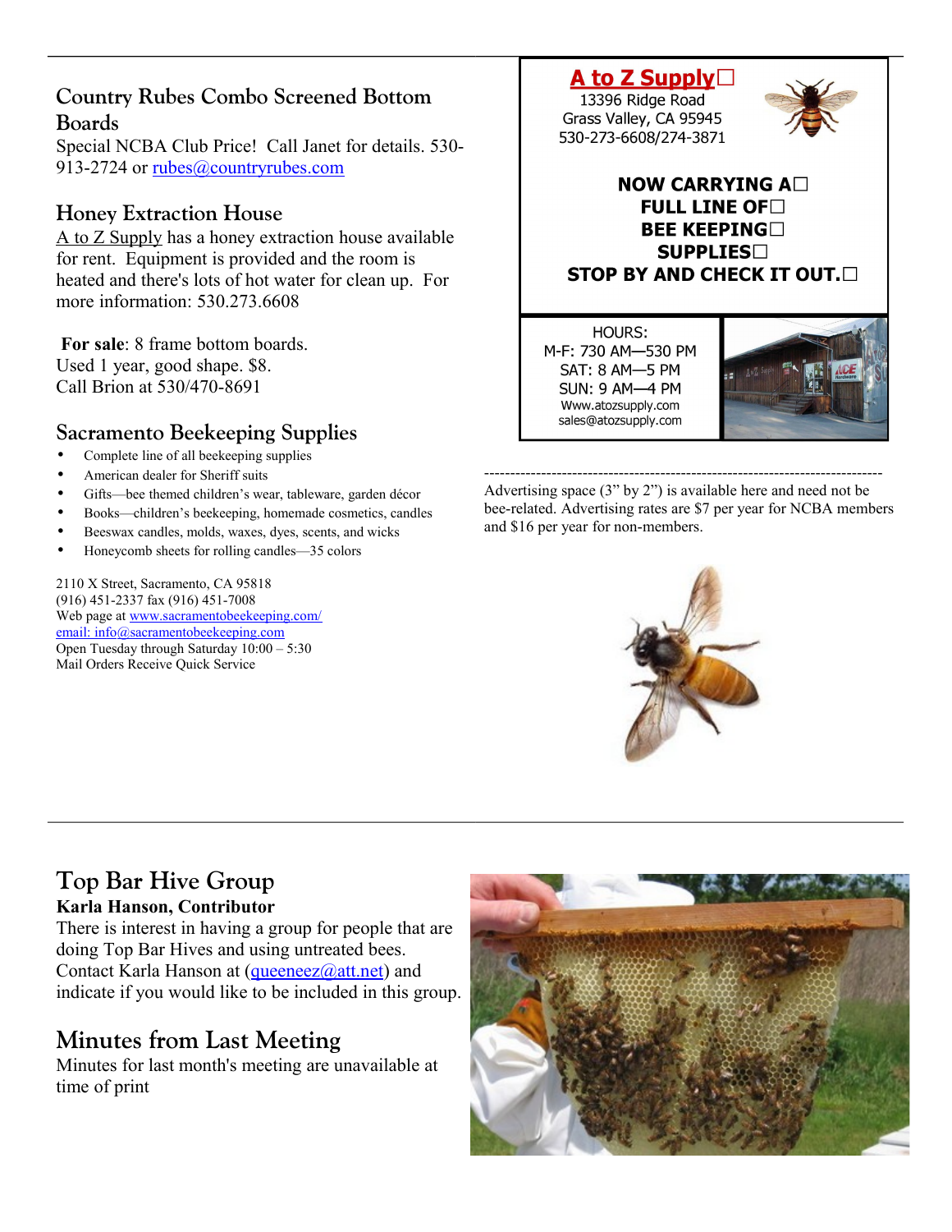## Country Rubes Combo Screened Bottom Boards

Special NCBA Club Price! Call Janet for details. 530-913-2724 or rubes@countryrubes.com

## Honey Extraction House

A to Z Supply has a honey extraction house available for rent. Equipment is provided and the room is heated and there's lots of hot water for clean up. For more information: 530.273.6608

**For sale**: 8 frame bottom boards.
Used 1 year, good shape. $8.
Call Brion at 530/470-8691

## Sacramento Beekeeping Supplies

- Complete line of all beekeeping supplies
- American dealer for Sheriff suits
- Gifts—bee themed children's wear, tableware, garden décor
- Books—children's beekeeping, homemade cosmetics, candles
- Beeswax candles, molds, waxes, dyes, scents, and wicks
- Honeycomb sheets for rolling candles—35 colors

2110 X Street, Sacramento, CA 95818
(916) 451-2337 fax (916) 451-7008
Web page at www.sacramentobeekeeping.com/
email: info@sacramentobeekeeping.com
Open Tuesday through Saturday 10:00 – 5:30
Mail Orders Receive Quick Service

**A to Z Supply**
13396 Ridge Road
Grass Valley, CA 95945
530-273-6608/274-3871

**NOW CARRYING A FULL LINE OF BEE KEEPING SUPPLIES**
**STOP BY AND CHECK IT OUT.**

HOURS:
M-F: 730 AM—530 PM
SAT: 8 AM—5 PM
SUN: 9 AM—4 PM
Www.atozsupply.com
sales@atozsupply.com

---

Advertising space (3" by 2") is available here and need not be bee-related. Advertising rates are $7 per year for NCBA members and $16 per year for non-members.

## Top Bar Hive Group

**Karla Hanson, Contributor**

There is interest in having a group for people that are doing Top Bar Hives and using untreated bees. Contact Karla Hanson at (queeneez@att.net) and indicate if you would like to be included in this group.

## Minutes from Last Meeting

Minutes for last month's meeting are unavailable at time of print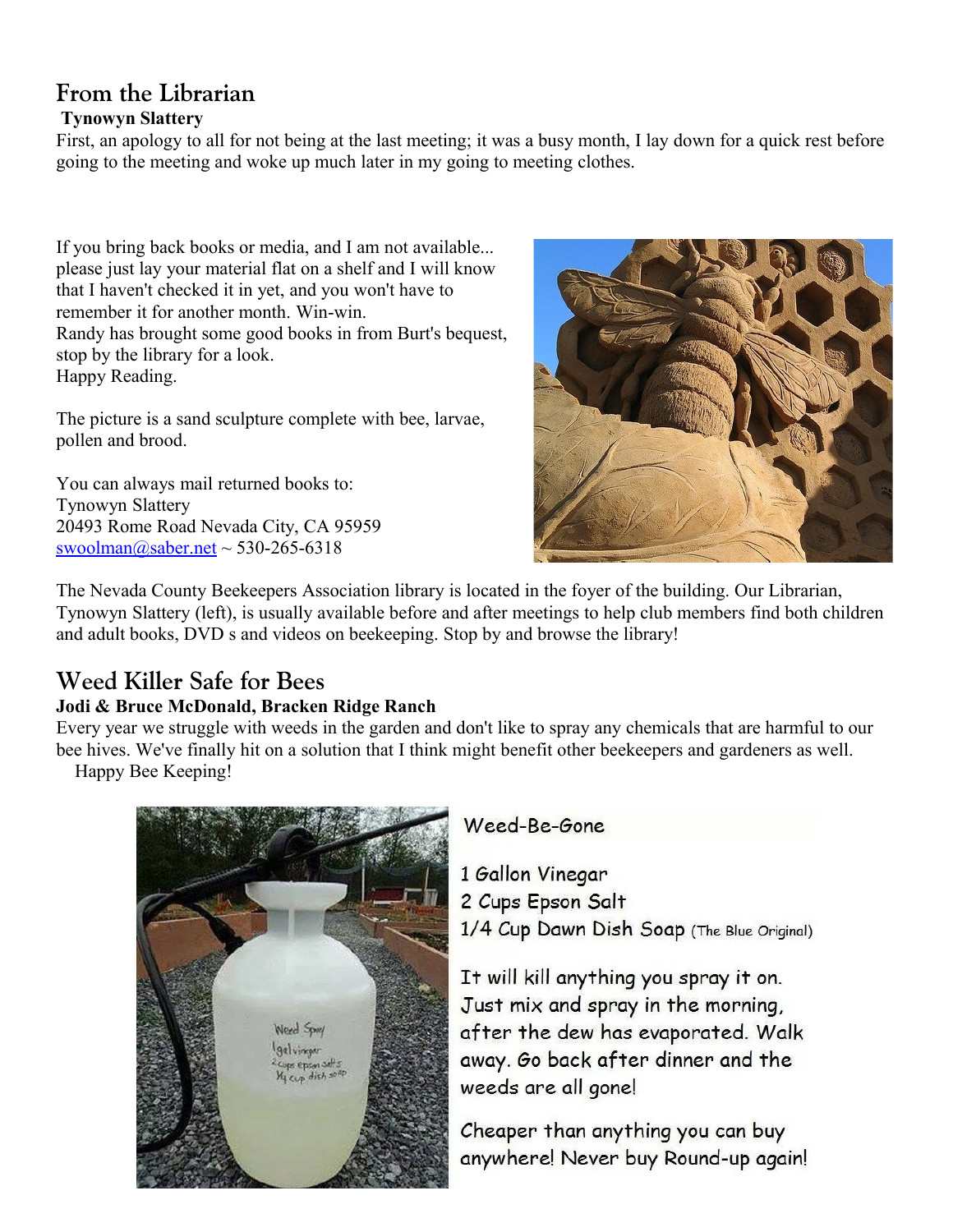## From the Librarian

**Tynowyn Slattery**

First, an apology to all for not being at the last meeting; it was a busy month, I lay down for a quick rest before going to the meeting and woke up much later in my going to meeting clothes.

If you bring back books or media, and I am not available... please just lay your material flat on a shelf and I will know that I haven't checked it in yet, and you won't have to remember it for another month. Win-win.
Randy has brought some good books in from Burt's bequest, stop by the library for a look.
Happy Reading.

The picture is a sand sculpture complete with bee, larvae, pollen and brood.

You can always mail returned books to:
Tynowyn Slattery
20493 Rome Road Nevada City, CA 95959
swoolman@saber.net ~ 530-265-6318

The Nevada County Beekeepers Association library is located in the foyer of the building. Our Librarian, Tynowyn Slattery (left), is usually available before and after meetings to help club members find both children and adult books, DVD s and videos on beekeeping. Stop by and browse the library!

## Weed Killer Safe for Bees

**Jodi & Bruce McDonald, Bracken Ridge Ranch**

Every year we struggle with weeds in the garden and don't like to spray any chemicals that are harmful to our bee hives. We've finally hit on a solution that I think might benefit other beekeepers and gardeners as well.
Happy Bee Keeping!

Weed-Be-Gone

1 Gallon Vinegar
2 Cups Epson Salt
1/4 Cup Dawn Dish Soap (The Blue Original)

It will kill anything you spray it on. Just mix and spray in the morning, after the dew has evaporated. Walk away. Go back after dinner and the weeds are all gone!

Cheaper than anything you can buy anywhere! Never buy Round-up again!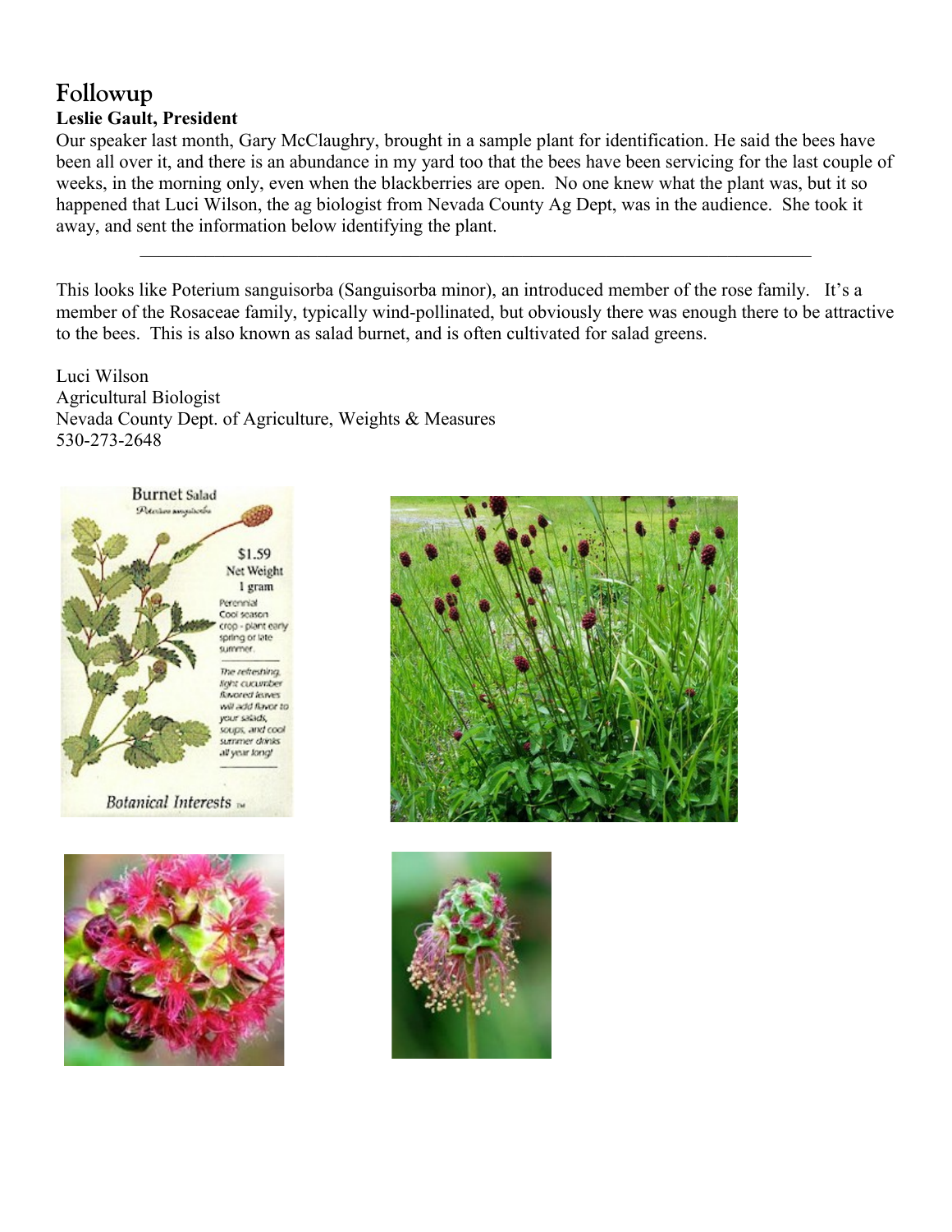# Followup

**Leslie Gault, President**

Our speaker last month, Gary McClaughry, brought in a sample plant for identification. He said the bees have been all over it, and there is an abundance in my yard too that the bees have been servicing for the last couple of weeks, in the morning only, even when the blackberries are open. No one knew what the plant was, but it so happened that Luci Wilson, the ag biologist from Nevada County Ag Dept, was in the audience. She took it away, and sent the information below identifying the plant.

---

This looks like Poterium sanguisorba (Sanguisorba minor), an introduced member of the rose family. It's a member of the Rosaceae family, typically wind-pollinated, but obviously there was enough there to be attractive to the bees. This is also known as salad burnet, and is often cultivated for salad greens.

Luci Wilson
Agricultural Biologist
Nevada County Dept. of Agriculture, Weights & Measures
530-273-2648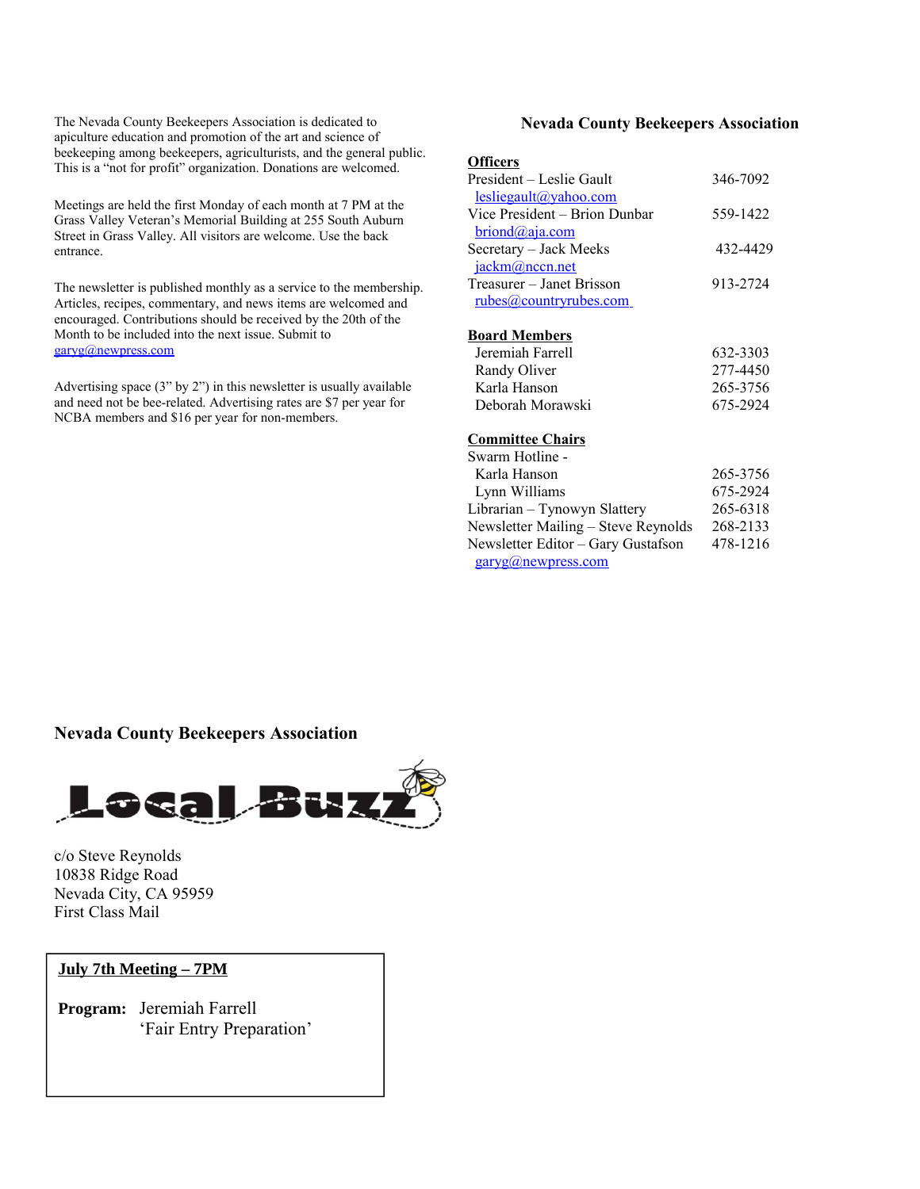The Nevada County Beekeepers Association is dedicated to apiculture education and promotion of the art and science of beekeeping among beekeepers, agriculturists, and the general public. This is a "not for profit" organization. Donations are welcomed.

Meetings are held the first Monday of each month at 7 PM at the Grass Valley Veteran's Memorial Building at 255 South Auburn Street in Grass Valley. All visitors are welcome. Use the back entrance.

The newsletter is published monthly as a service to the membership. Articles, recipes, commentary, and news items are welcomed and encouraged. Contributions should be received by the 20th of the Month to be included into the next issue. Submit to garyg@newpress.com

Advertising space (3" by 2") in this newsletter is usually available and need not be bee-related. Advertising rates are $7 per year for NCBA members and $16 per year for non-members.

## Nevada County Beekeepers Association

**Officers**

| | |
|---|---|
| President – Leslie Gault<br>lesliegault@yahoo.com | 346-7092 |
| Vice President – Brion Dunbar<br>briond@aja.com | 559-1422 |
| Secretary – Jack Meeks<br>jackm@nccn.net | 432-4429 |
| Treasurer – Janet Brisson<br>rubes@countryrubes.com | 913-2724 |

**Board Members**

| | |
|---|---|
| Jeremiah Farrell | 632-3303 |
| Randy Oliver | 277-4450 |
| Karla Hanson | 265-3756 |
| Deborah Morawski | 675-2924 |

**Committee Chairs**

| | |
|---|---|
| Swarm Hotline - | |
| Karla Hanson | 265-3756 |
| Lynn Williams | 675-2924 |
| Librarian – Tynowyn Slattery | 265-6318 |
| Newsletter Mailing – Steve Reynolds | 268-2133 |
| Newsletter Editor – Gary Gustafson<br>garyg@newpress.com | 478-1216 |

## Nevada County Beekeepers Association

Local Buzz

c/o Steve Reynolds
10838 Ridge Road
Nevada City, CA 95959
First Class Mail

**July 7th Meeting – 7PM**

**Program:** Jeremiah Farrell
'Fair Entry Preparation'